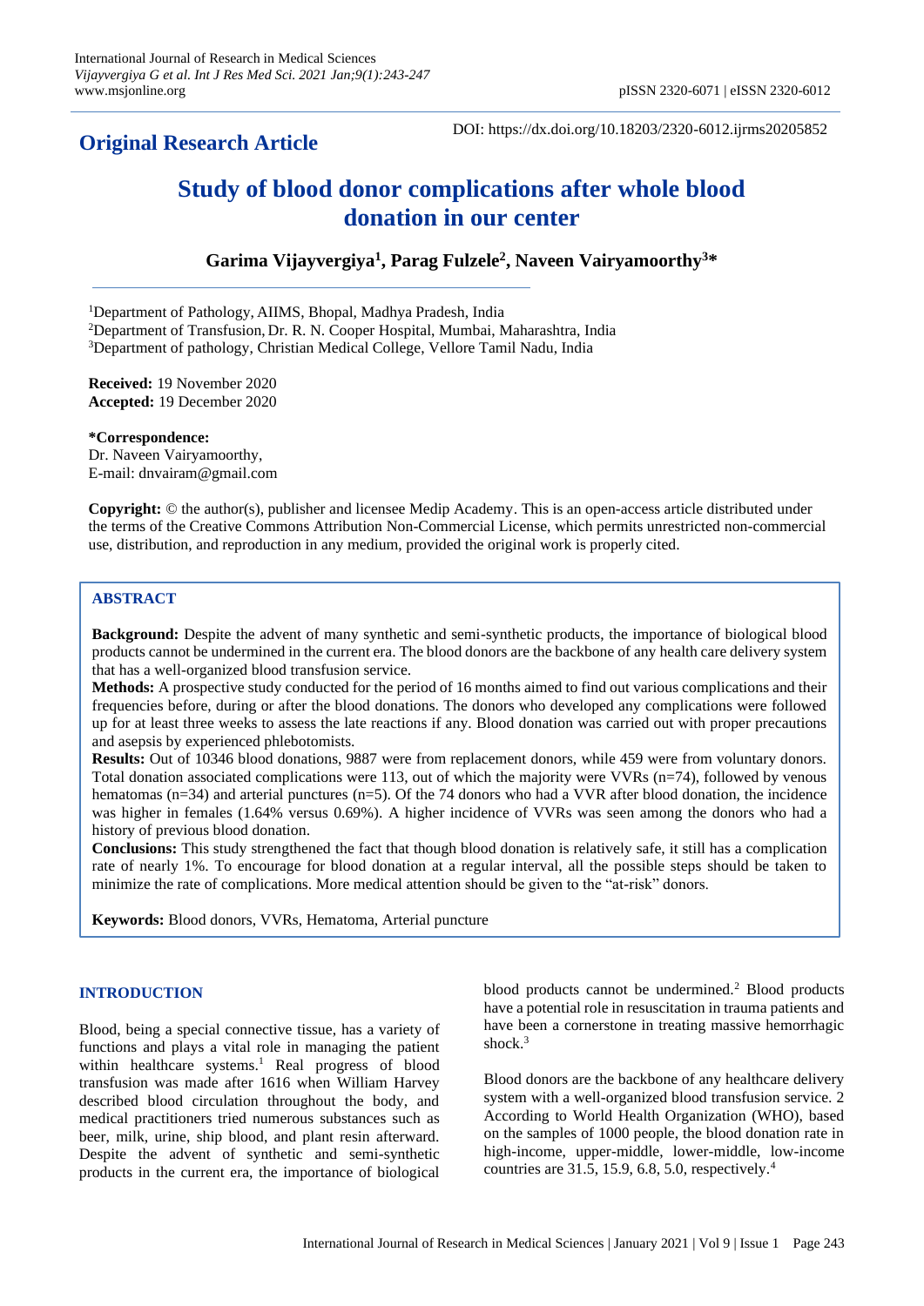## Original Research Article

DOI: https://dx.doi.org/10.18203/2320-6012.ijrms20205852

# Study of blood donor complications after whole blood donation in our center

**Garima Vijayvergiya[1], Parag Fulzele[2], Naveen Vairyamoorthy[3]***

[1]Department of Pathology, AIIMS, Bhopal, Madhya Pradesh, India
[2]Department of Transfusion, Dr. R. N. Cooper Hospital, Mumbai, Maharashtra, India
[3]Department of pathology, Christian Medical College, Vellore Tamil Nadu, India

**Received:** 19 November 2020
**Accepted:** 19 December 2020

***Correspondence:**
Dr. Naveen Vairyamoorthy,
E-mail: dnvairam@gmail.com

**Copyright:** © the author(s), publisher and licensee Medip Academy. This is an open-access article distributed under the terms of the Creative Commons Attribution Non-Commercial License, which permits unrestricted non-commercial use, distribution, and reproduction in any medium, provided the original work is properly cited.

## ABSTRACT

**Background:** Despite the advent of many synthetic and semi-synthetic products, the importance of biological blood products cannot be undermined in the current era. The blood donors are the backbone of any health care delivery system that has a well-organized blood transfusion service.

**Methods:** A prospective study conducted for the period of 16 months aimed to find out various complications and their frequencies before, during or after the blood donations. The donors who developed any complications were followed up for at least three weeks to assess the late reactions if any. Blood donation was carried out with proper precautions and asepsis by experienced phlebotomists.

**Results:** Out of 10346 blood donations, 9887 were from replacement donors, while 459 were from voluntary donors. Total donation associated complications were 113, out of which the majority were VVRs (n=74), followed by venous hematomas (n=34) and arterial punctures (n=5). Of the 74 donors who had a VVR after blood donation, the incidence was higher in females (1.64% versus 0.69%). A higher incidence of VVRs was seen among the donors who had a history of previous blood donation.

**Conclusions:** This study strengthened the fact that though blood donation is relatively safe, it still has a complication rate of nearly 1%. To encourage for blood donation at a regular interval, all the possible steps should be taken to minimize the rate of complications. More medical attention should be given to the "at-risk" donors.

**Keywords:** Blood donors, VVRs, Hematoma, Arterial puncture

## INTRODUCTION

Blood, being a special connective tissue, has a variety of functions and plays a vital role in managing the patient within healthcare systems.[1] Real progress of blood transfusion was made after 1616 when William Harvey described blood circulation throughout the body, and medical practitioners tried numerous substances such as beer, milk, urine, ship blood, and plant resin afterward. Despite the advent of synthetic and semi-synthetic products in the current era, the importance of biological blood products cannot be undermined.[2] Blood products have a potential role in resuscitation in trauma patients and have been a cornerstone in treating massive hemorrhagic shock.[3]

Blood donors are the backbone of any healthcare delivery system with a well-organized blood transfusion service. 2 According to World Health Organization (WHO), based on the samples of 1000 people, the blood donation rate in high-income, upper-middle, lower-middle, low-income countries are 31.5, 15.9, 6.8, 5.0, respectively.[4]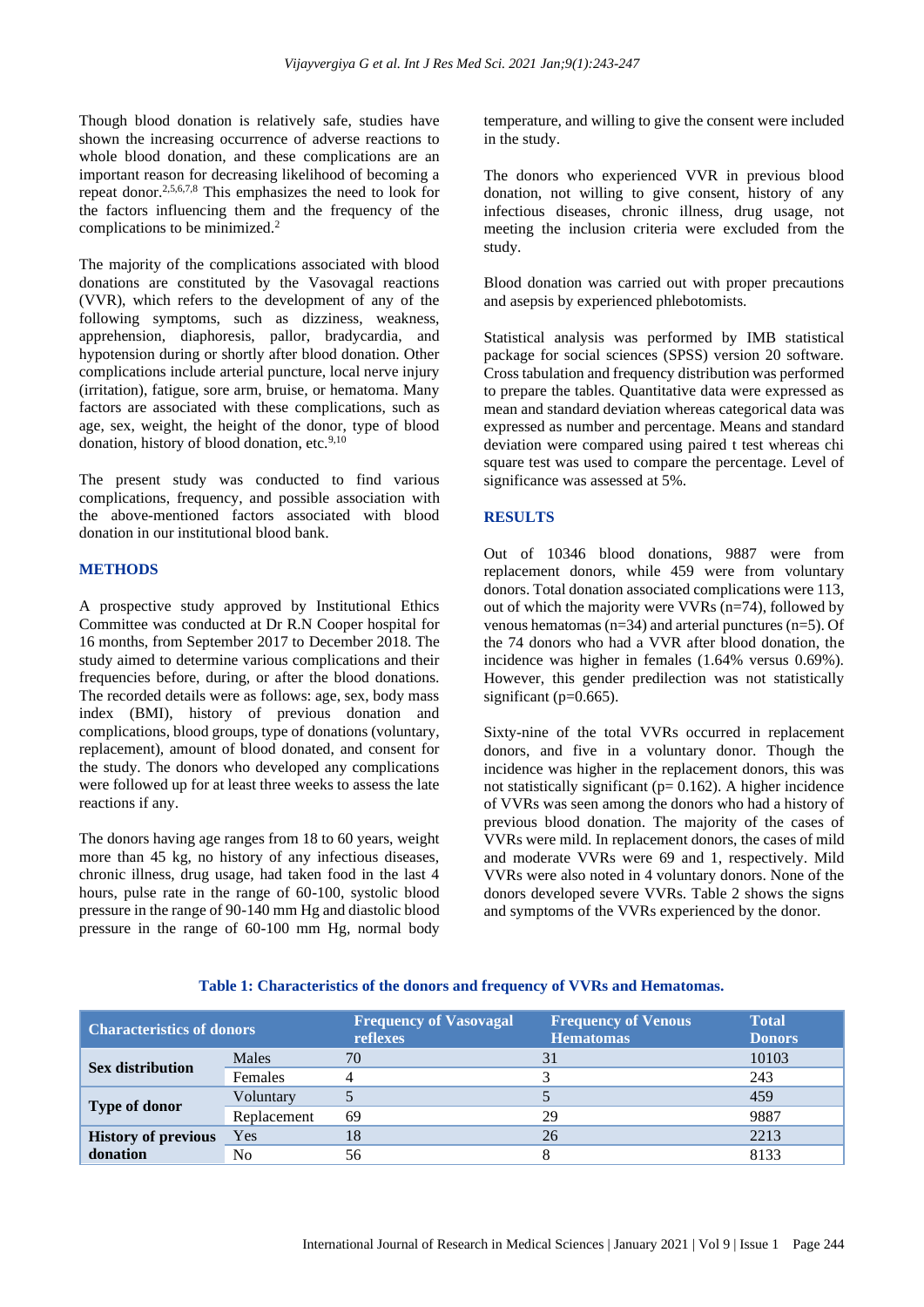Though blood donation is relatively safe, studies have shown the increasing occurrence of adverse reactions to whole blood donation, and these complications are an important reason for decreasing likelihood of becoming a repeat donor.[2,5,6,7,8] This emphasizes the need to look for the factors influencing them and the frequency of the complications to be minimized.[2]

The majority of the complications associated with blood donations are constituted by the Vasovagal reactions (VVR), which refers to the development of any of the following symptoms, such as dizziness, weakness, apprehension, diaphoresis, pallor, bradycardia, and hypotension during or shortly after blood donation. Other complications include arterial puncture, local nerve injury (irritation), fatigue, sore arm, bruise, or hematoma. Many factors are associated with these complications, such as age, sex, weight, the height of the donor, type of blood donation, history of blood donation, etc.[9,10]

The present study was conducted to find various complications, frequency, and possible association with the above-mentioned factors associated with blood donation in our institutional blood bank.

## METHODS

A prospective study approved by Institutional Ethics Committee was conducted at Dr R.N Cooper hospital for 16 months, from September 2017 to December 2018. The study aimed to determine various complications and their frequencies before, during, or after the blood donations. The recorded details were as follows: age, sex, body mass index (BMI), history of previous donation and complications, blood groups, type of donations (voluntary, replacement), amount of blood donated, and consent for the study. The donors who developed any complications were followed up for at least three weeks to assess the late reactions if any.

The donors having age ranges from 18 to 60 years, weight more than 45 kg, no history of any infectious diseases, chronic illness, drug usage, had taken food in the last 4 hours, pulse rate in the range of 60-100, systolic blood pressure in the range of 90-140 mm Hg and diastolic blood pressure in the range of 60-100 mm Hg, normal body temperature, and willing to give the consent were included in the study.

The donors who experienced VVR in previous blood donation, not willing to give consent, history of any infectious diseases, chronic illness, drug usage, not meeting the inclusion criteria were excluded from the study.

Blood donation was carried out with proper precautions and asepsis by experienced phlebotomists.

Statistical analysis was performed by IMB statistical package for social sciences (SPSS) version 20 software. Cross tabulation and frequency distribution was performed to prepare the tables. Quantitative data were expressed as mean and standard deviation whereas categorical data was expressed as number and percentage. Means and standard deviation were compared using paired t test whereas chi square test was used to compare the percentage. Level of significance was assessed at 5%.

## RESULTS

Out of 10346 blood donations, 9887 were from replacement donors, while 459 were from voluntary donors. Total donation associated complications were 113, out of which the majority were VVRs (n=74), followed by venous hematomas (n=34) and arterial punctures (n=5). Of the 74 donors who had a VVR after blood donation, the incidence was higher in females (1.64% versus 0.69%). However, this gender predilection was not statistically significant ($p=0.665$).

Sixty-nine of the total VVRs occurred in replacement donors, and five in a voluntary donor. Though the incidence was higher in the replacement donors, this was not statistically significant ($p= 0.162$). A higher incidence of VVRs was seen among the donors who had a history of previous blood donation. The majority of the cases of VVRs were mild. In replacement donors, the cases of mild and moderate VVRs were 69 and 1, respectively. Mild VVRs were also noted in 4 voluntary donors. None of the donors developed severe VVRs. Table 2 shows the signs and symptoms of the VVRs experienced by the donor.

**Table 1: Characteristics of the donors and frequency of VVRs and Hematomas.**

| Characteristics of donors | | Frequency of Vasovagal reflexes | Frequency of Venous Hematomas | Total Donors |
|---|---|---|---|---|
| Sex distribution | Males | 70 | 31 | 10103 |
| | Females | 4 | 3 | 243 |
| Type of donor | Voluntary | 5 | 5 | 459 |
| | Replacement | 69 | 29 | 9887 |
| History of previous donation | Yes | 18 | 26 | 2213 |
| | No | 56 | 8 | 8133 |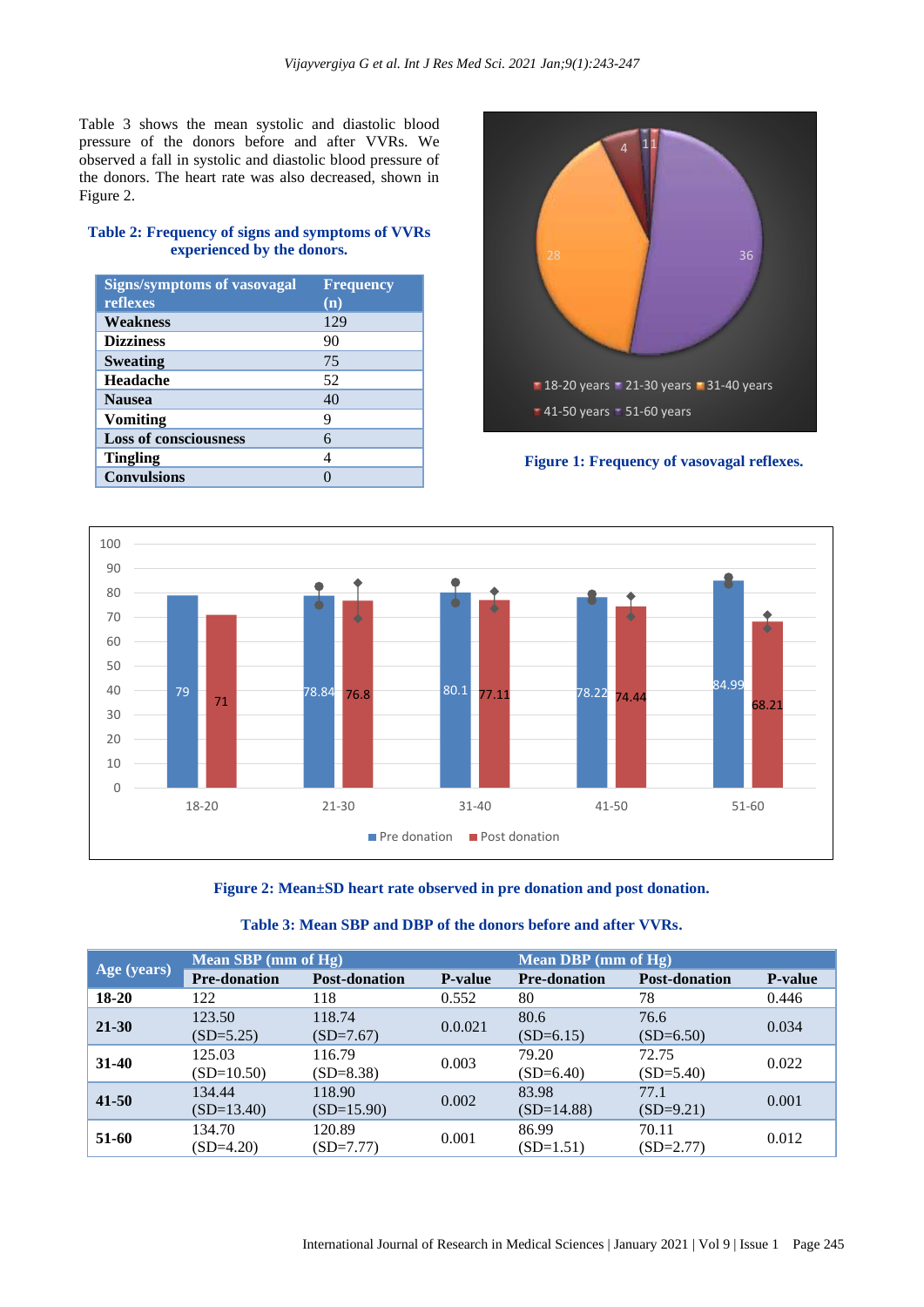Table 3 shows the mean systolic and diastolic blood pressure of the donors before and after VVRs. We observed a fall in systolic and diastolic blood pressure of the donors. The heart rate was also decreased, shown in Figure 2.

**Table 2: Frequency of signs and symptoms of VVRs experienced by the donors.**

| Signs/symptoms of vasovagal reflexes | Frequency (n) |
|---|---|
| **Weakness** | 129 |
| **Dizziness** | 90 |
| **Sweating** | 75 |
| **Headache** | 52 |
| **Nausea** | 40 |
| **Vomiting** | 9 |
| **Loss of consciousness** | 6 |
| **Tingling** | 4 |
| **Convulsions** | 0 |

**Figure 1: Frequency of vasovagal reflexes.**

**Figure 2: Mean±SD heart rate observed in pre donation and post donation.**

**Table 3: Mean SBP and DBP of the donors before and after VVRs.**

| Age (years) | Mean SBP (mm of Hg) | | | Mean DBP (mm of Hg) | | |
|---|---|---|---|---|---|---|
| | **Pre-donation** | **Post-donation** | **P-value** | **Pre-donation** | **Post-donation** | **P-value** |
| **18-20** | 122 | 118 | 0.552 | 80 | 78 | 0.446 |
| **21-30** | 123.50 (SD=5.25) | 118.74 (SD=7.67) | 0.0.021 | 80.6 (SD=6.15) | 76.6 (SD=6.50) | 0.034 |
| **31-40** | 125.03 (SD=10.50) | 116.79 (SD=8.38) | 0.003 | 79.20 (SD=6.40) | 72.75 (SD=5.40) | 0.022 |
| **41-50** | 134.44 (SD=13.40) | 118.90 (SD=15.90) | 0.002 | 83.98 (SD=14.88) | 77.1 (SD=9.21) | 0.001 |
| **51-60** | 134.70 (SD=4.20) | 120.89 (SD=7.77) | 0.001 | 86.99 (SD=1.51) | 70.11 (SD=2.77) | 0.012 |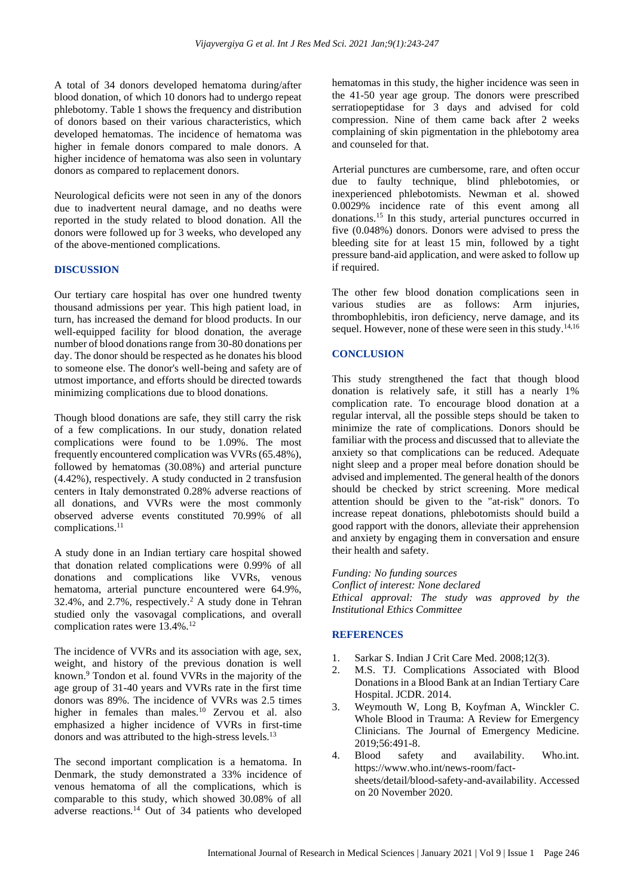A total of 34 donors developed hematoma during/after blood donation, of which 10 donors had to undergo repeat phlebotomy. Table 1 shows the frequency and distribution of donors based on their various characteristics, which developed hematomas. The incidence of hematoma was higher in female donors compared to male donors. A higher incidence of hematoma was also seen in voluntary donors as compared to replacement donors.

Neurological deficits were not seen in any of the donors due to inadvertent neural damage, and no deaths were reported in the study related to blood donation. All the donors were followed up for 3 weeks, who developed any of the above-mentioned complications.

## DISCUSSION

Our tertiary care hospital has over one hundred twenty thousand admissions per year. This high patient load, in turn, has increased the demand for blood products. In our well-equipped facility for blood donation, the average number of blood donations range from 30-80 donations per day. The donor should be respected as he donates his blood to someone else. The donor's well-being and safety are of utmost importance, and efforts should be directed towards minimizing complications due to blood donations.

Though blood donations are safe, they still carry the risk of a few complications. In our study, donation related complications were found to be 1.09%. The most frequently encountered complication was VVRs (65.48%), followed by hematomas (30.08%) and arterial puncture (4.42%), respectively. A study conducted in 2 transfusion centers in Italy demonstrated 0.28% adverse reactions of all donations, and VVRs were the most commonly observed adverse events constituted 70.99% of all complications.[11]

A study done in an Indian tertiary care hospital showed that donation related complications were 0.99% of all donations and complications like VVRs, venous hematoma, arterial puncture encountered were 64.9%, 32.4%, and 2.7%, respectively.[2] A study done in Tehran studied only the vasovagal complications, and overall complication rates were 13.4%.[12]

The incidence of VVRs and its association with age, sex, weight, and history of the previous donation is well known.[9] Tondon et al. found VVRs in the majority of the age group of 31-40 years and VVRs rate in the first time donors was 89%. The incidence of VVRs was 2.5 times higher in females than males.[10] Zervou et al. also emphasized a higher incidence of VVRs in first-time donors and was attributed to the high-stress levels.[13]

The second important complication is a hematoma. In Denmark, the study demonstrated a 33% incidence of venous hematoma of all the complications, which is comparable to this study, which showed 30.08% of all adverse reactions.[14] Out of 34 patients who developed hematomas in this study, the higher incidence was seen in the 41-50 year age group. The donors were prescribed serratiopeptidase for 3 days and advised for cold compression. Nine of them came back after 2 weeks complaining of skin pigmentation in the phlebotomy area and counseled for that.

Arterial punctures are cumbersome, rare, and often occur due to faulty technique, blind phlebotomies, or inexperienced phlebotomists. Newman et al. showed 0.0029% incidence rate of this event among all donations.[15] In this study, arterial punctures occurred in five (0.048%) donors. Donors were advised to press the bleeding site for at least 15 min, followed by a tight pressure band-aid application, and were asked to follow up if required.

The other few blood donation complications seen in various studies are as follows: Arm injuries, thrombophlebitis, iron deficiency, nerve damage, and its sequel. However, none of these were seen in this study.[14,16]

## CONCLUSION

This study strengthened the fact that though blood donation is relatively safe, it still has a nearly 1% complication rate. To encourage blood donation at a regular interval, all the possible steps should be taken to minimize the rate of complications. Donors should be familiar with the process and discussed that to alleviate the anxiety so that complications can be reduced. Adequate night sleep and a proper meal before donation should be advised and implemented. The general health of the donors should be checked by strict screening. More medical attention should be given to the "at-risk" donors. To increase repeat donations, phlebotomists should build a good rapport with the donors, alleviate their apprehension and anxiety by engaging them in conversation and ensure their health and safety.

*Funding: No funding sources*
*Conflict of interest: None declared*
*Ethical approval: The study was approved by the Institutional Ethics Committee*

## REFERENCES

1. Sarkar S. Indian J Crit Care Med. 2008;12(3).
2. M.S. TJ. Complications Associated with Blood Donations in a Blood Bank at an Indian Tertiary Care Hospital. JCDR. 2014.
3. Weymouth W, Long B, Koyfman A, Winckler C. Whole Blood in Trauma: A Review for Emergency Clinicians. The Journal of Emergency Medicine. 2019;56:491-8.
4. Blood safety and availability. Who.int. https://www.who.int/news-room/fact-sheets/detail/blood-safety-and-availability. Accessed on 20 November 2020.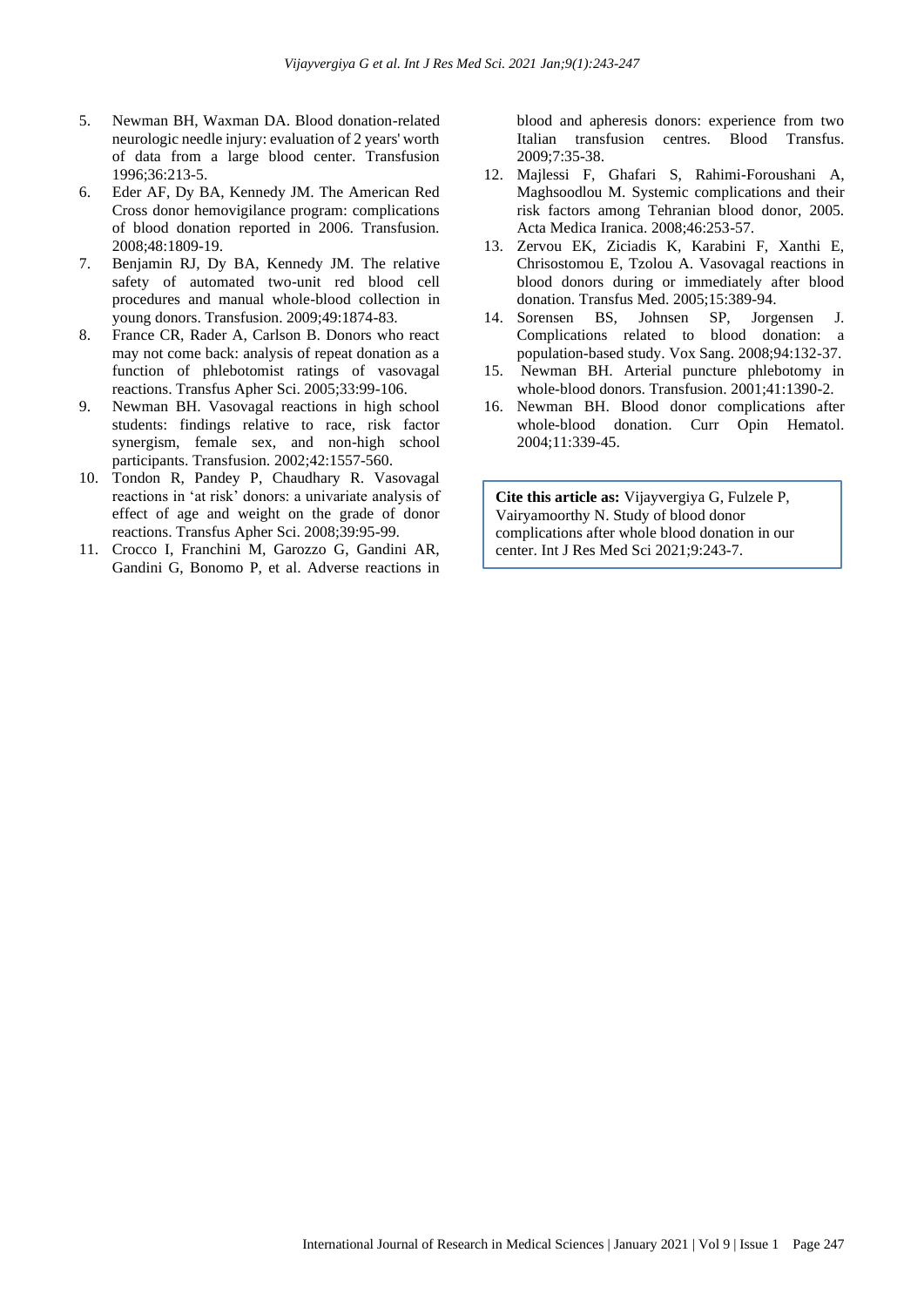5. Newman BH, Waxman DA. Blood donation-related neurologic needle injury: evaluation of 2 years' worth of data from a large blood center. Transfusion 1996;36:213-5.
6. Eder AF, Dy BA, Kennedy JM. The American Red Cross donor hemovigilance program: complications of blood donation reported in 2006. Transfusion. 2008;48:1809-19.
7. Benjamin RJ, Dy BA, Kennedy JM. The relative safety of automated two-unit red blood cell procedures and manual whole-blood collection in young donors. Transfusion. 2009;49:1874-83.
8. France CR, Rader A, Carlson B. Donors who react may not come back: analysis of repeat donation as a function of phlebotomist ratings of vasovagal reactions. Transfus Apher Sci. 2005;33:99-106.
9. Newman BH. Vasovagal reactions in high school students: findings relative to race, risk factor synergism, female sex, and non-high school participants. Transfusion. 2002;42:1557-560.
10. Tondon R, Pandey P, Chaudhary R. Vasovagal reactions in 'at risk' donors: a univariate analysis of effect of age and weight on the grade of donor reactions. Transfus Apher Sci. 2008;39:95-99.
11. Crocco I, Franchini M, Garozzo G, Gandini AR, Gandini G, Bonomo P, et al. Adverse reactions in blood and apheresis donors: experience from two Italian transfusion centres. Blood Transfus. 2009;7:35-38.
12. Majlessi F, Ghafari S, Rahimi-Foroushani A, Maghsoodlou M. Systemic complications and their risk factors among Tehranian blood donor, 2005. Acta Medica Iranica. 2008;46:253-57.
13. Zervou EK, Ziciadis K, Karabini F, Xanthi E, Chrisostomou E, Tzolou A. Vasovagal reactions in blood donors during or immediately after blood donation. Transfus Med. 2005;15:389-94.
14. Sorensen BS, Johnsen SP, Jorgensen J. Complications related to blood donation: a population-based study. Vox Sang. 2008;94:132-37.
15. Newman BH. Arterial puncture phlebotomy in whole-blood donors. Transfusion. 2001;41:1390-2.
16. Newman BH. Blood donor complications after whole-blood donation. Curr Opin Hematol. 2004;11:339-45.

**Cite this article as:** Vijayvergiya G, Fulzele P, Vairyamoorthy N. Study of blood donor complications after whole blood donation in our center. Int J Res Med Sci 2021;9:243-7.